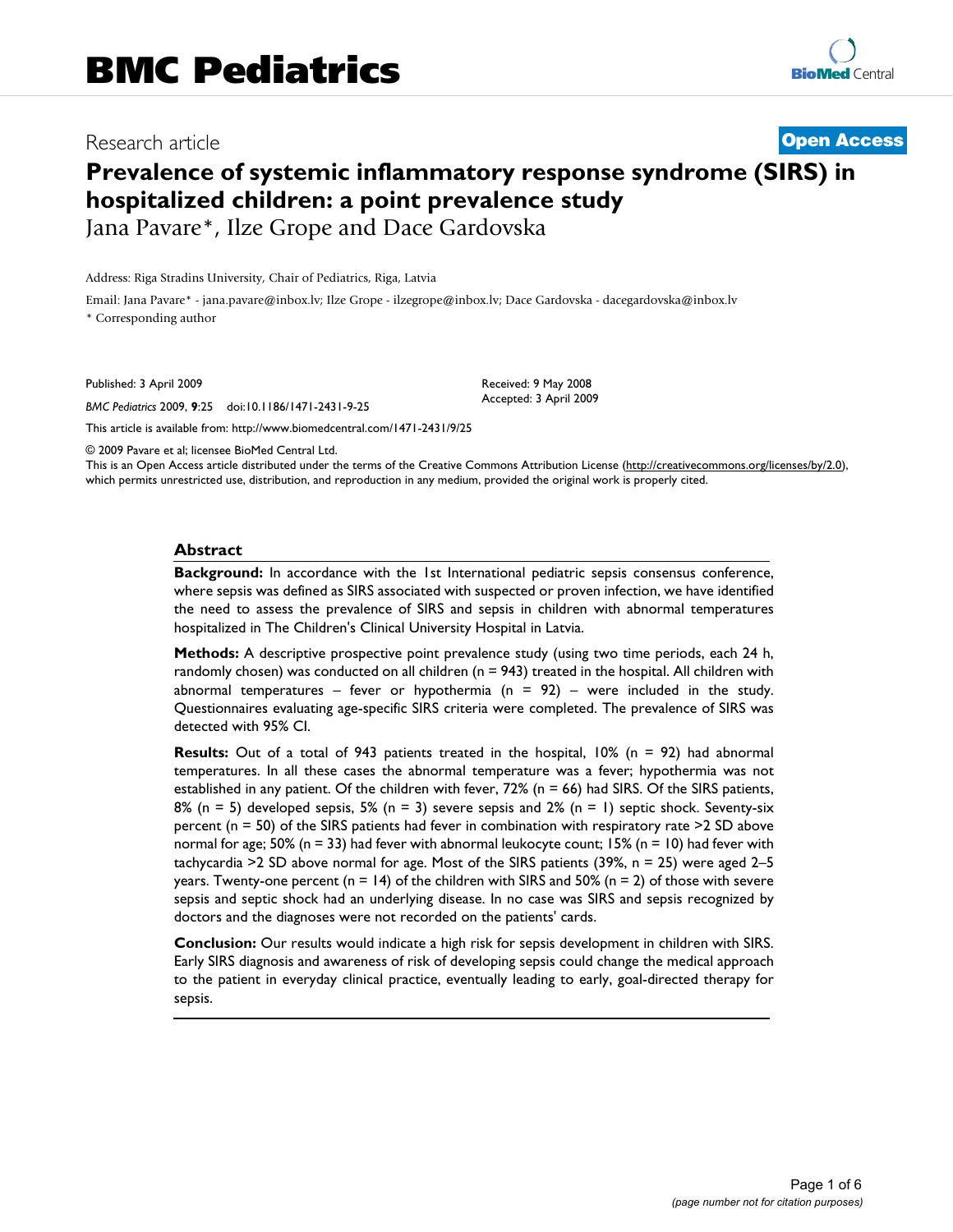# BMC Pediatrics

Research article

**Open Access**

# Prevalence of systemic inflammatory response syndrome (SIRS) in hospitalized children: a point prevalence study

Jana Pavare*, Ilze Grope and Dace Gardovska

Address: Riga Stradins University, Chair of Pediatrics, Riga, Latvia

Email: Jana Pavare* - jana.pavare@inbox.lv; Ilze Grope - ilzegrope@inbox.lv; Dace Gardovska - dacegardovska@inbox.lv

* Corresponding author

Published: 3 April 2009

*BMC Pediatrics* 2009, **9**:25 doi:10.1186/1471-2431-9-25

Received: 9 May 2008

Accepted: 3 April 2009

This article is available from: http://www.biomedcentral.com/1471-2431/9/25

© 2009 Pavare et al; licensee BioMed Central Ltd.

This is an Open Access article distributed under the terms of the Creative Commons Attribution License (http://creativecommons.org/licenses/by/2.0), which permits unrestricted use, distribution, and reproduction in any medium, provided the original work is properly cited.

## Abstract

**Background:** In accordance with the 1st International pediatric sepsis consensus conference, where sepsis was defined as SIRS associated with suspected or proven infection, we have identified the need to assess the prevalence of SIRS and sepsis in children with abnormal temperatures hospitalized in The Children's Clinical University Hospital in Latvia.

**Methods:** A descriptive prospective point prevalence study (using two time periods, each 24 h, randomly chosen) was conducted on all children (n = 943) treated in the hospital. All children with abnormal temperatures – fever or hypothermia (n = 92) – were included in the study. Questionnaires evaluating age-specific SIRS criteria were completed. The prevalence of SIRS was detected with 95% CI.

**Results:** Out of a total of 943 patients treated in the hospital, 10% (n = 92) had abnormal temperatures. In all these cases the abnormal temperature was a fever; hypothermia was not established in any patient. Of the children with fever, 72% (n = 66) had SIRS. Of the SIRS patients, 8% (n = 5) developed sepsis, 5% (n = 3) severe sepsis and 2% (n = 1) septic shock. Seventy-six percent (n = 50) of the SIRS patients had fever in combination with respiratory rate >2 SD above normal for age; 50% (n = 33) had fever with abnormal leukocyte count; 15% (n = 10) had fever with tachycardia >2 SD above normal for age. Most of the SIRS patients (39%, n = 25) were aged 2–5 years. Twenty-one percent (n = 14) of the children with SIRS and 50% (n = 2) of those with severe sepsis and septic shock had an underlying disease. In no case was SIRS and sepsis recognized by doctors and the diagnoses were not recorded on the patients' cards.

**Conclusion:** Our results would indicate a high risk for sepsis development in children with SIRS. Early SIRS diagnosis and awareness of risk of developing sepsis could change the medical approach to the patient in everyday clinical practice, eventually leading to early, goal-directed therapy for sepsis.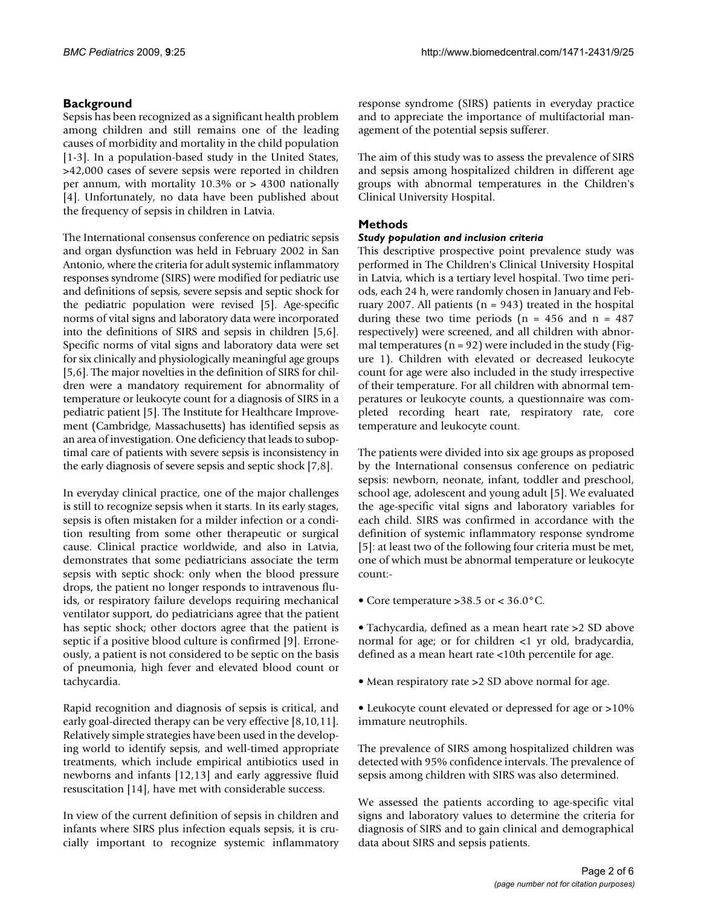## Background

Sepsis has been recognized as a significant health problem among children and still remains one of the leading causes of morbidity and mortality in the child population [1-3]. In a population-based study in the United States, >42,000 cases of severe sepsis were reported in children per annum, with mortality 10.3% or > 4300 nationally [4]. Unfortunately, no data have been published about the frequency of sepsis in children in Latvia.

The International consensus conference on pediatric sepsis and organ dysfunction was held in February 2002 in San Antonio, where the criteria for adult systemic inflammatory responses syndrome (SIRS) were modified for pediatric use and definitions of sepsis, severe sepsis and septic shock for the pediatric population were revised [5]. Age-specific norms of vital signs and laboratory data were incorporated into the definitions of SIRS and sepsis in children [5,6]. Specific norms of vital signs and laboratory data were set for six clinically and physiologically meaningful age groups [5,6]. The major novelties in the definition of SIRS for children were a mandatory requirement for abnormality of temperature or leukocyte count for a diagnosis of SIRS in a pediatric patient [5]. The Institute for Healthcare Improvement (Cambridge, Massachusetts) has identified sepsis as an area of investigation. One deficiency that leads to suboptimal care of patients with severe sepsis is inconsistency in the early diagnosis of severe sepsis and septic shock [7,8].

In everyday clinical practice, one of the major challenges is still to recognize sepsis when it starts. In its early stages, sepsis is often mistaken for a milder infection or a condition resulting from some other therapeutic or surgical cause. Clinical practice worldwide, and also in Latvia, demonstrates that some pediatricians associate the term sepsis with septic shock: only when the blood pressure drops, the patient no longer responds to intravenous fluids, or respiratory failure develops requiring mechanical ventilator support, do pediatricians agree that the patient has septic shock; other doctors agree that the patient is septic if a positive blood culture is confirmed [9]. Erroneously, a patient is not considered to be septic on the basis of pneumonia, high fever and elevated blood count or tachycardia.

Rapid recognition and diagnosis of sepsis is critical, and early goal-directed therapy can be very effective [8,10,11]. Relatively simple strategies have been used in the developing world to identify sepsis, and well-timed appropriate treatments, which include empirical antibiotics used in newborns and infants [12,13] and early aggressive fluid resuscitation [14], have met with considerable success.

In view of the current definition of sepsis in children and infants where SIRS plus infection equals sepsis, it is crucially important to recognize systemic inflammatory response syndrome (SIRS) patients in everyday practice and to appreciate the importance of multifactorial management of the potential sepsis sufferer.

The aim of this study was to assess the prevalence of SIRS and sepsis among hospitalized children in different age groups with abnormal temperatures in the Children's Clinical University Hospital.

## Methods

### *Study population and inclusion criteria*

This descriptive prospective point prevalence study was performed in The Children's Clinical University Hospital in Latvia, which is a tertiary level hospital. Two time periods, each 24 h, were randomly chosen in January and February 2007. All patients (n = 943) treated in the hospital during these two time periods (n = 456 and n = 487 respectively) were screened, and all children with abnormal temperatures (n = 92) were included in the study (Figure 1). Children with elevated or decreased leukocyte count for age were also included in the study irrespective of their temperature. For all children with abnormal temperatures or leukocyte counts, a questionnaire was completed recording heart rate, respiratory rate, core temperature and leukocyte count.

The patients were divided into six age groups as proposed by the International consensus conference on pediatric sepsis: newborn, neonate, infant, toddler and preschool, school age, adolescent and young adult [5]. We evaluated the age-specific vital signs and laboratory variables for each child. SIRS was confirmed in accordance with the definition of systemic inflammatory response syndrome [5]: at least two of the following four criteria must be met, one of which must be abnormal temperature or leukocyte count:-

- Core temperature >38.5 or < 36.0°C.
- Tachycardia, defined as a mean heart rate >2 SD above normal for age; or for children <1 yr old, bradycardia, defined as a mean heart rate <10th percentile for age.
- Mean respiratory rate >2 SD above normal for age.
- Leukocyte count elevated or depressed for age or >10% immature neutrophils.

The prevalence of SIRS among hospitalized children was detected with 95% confidence intervals. The prevalence of sepsis among children with SIRS was also determined.

We assessed the patients according to age-specific vital signs and laboratory values to determine the criteria for diagnosis of SIRS and to gain clinical and demographical data about SIRS and sepsis patients.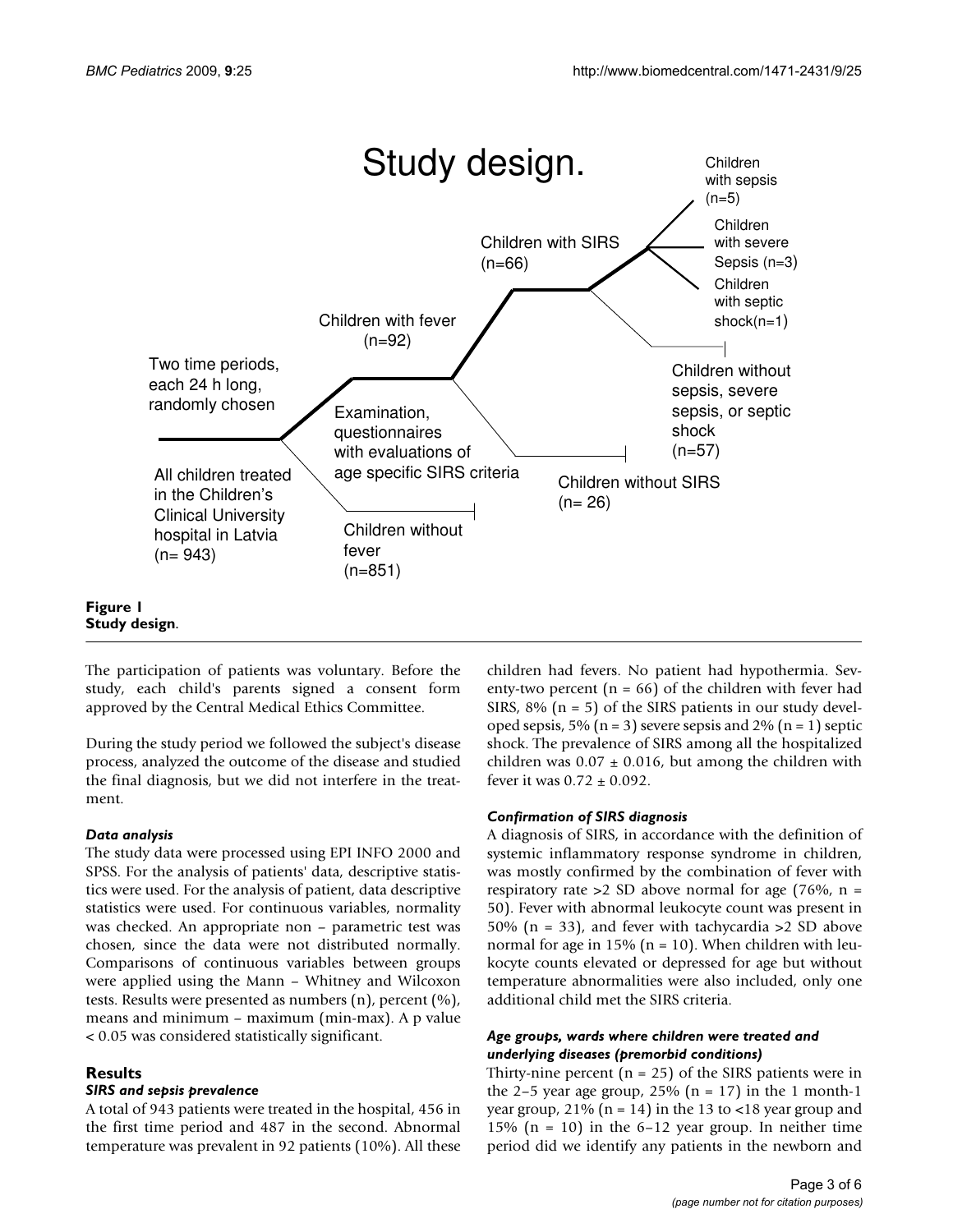**Figure 1**
**Study design**.

The participation of patients was voluntary. Before the study, each child's parents signed a consent form approved by the Central Medical Ethics Committee.

During the study period we followed the subject's disease process, analyzed the outcome of the disease and studied the final diagnosis, but we did not interfere in the treatment.

### *Data analysis*

The study data were processed using EPI INFO 2000 and SPSS. For the analysis of patients' data, descriptive statistics were used. For the analysis of patient, data descriptive statistics were used. For continuous variables, normality was checked. An appropriate non – parametric test was chosen, since the data were not distributed normally. Comparisons of continuous variables between groups were applied using the Mann – Whitney and Wilcoxon tests. Results were presented as numbers (n), percent (%), means and minimum – maximum (min-max). A p value < 0.05 was considered statistically significant.

## Results

### *SIRS and sepsis prevalence*

A total of 943 patients were treated in the hospital, 456 in the first time period and 487 in the second. Abnormal temperature was prevalent in 92 patients (10%). All these children had fevers. No patient had hypothermia. Seventy-two percent (n = 66) of the children with fever had SIRS, 8% (n = 5) of the SIRS patients in our study developed sepsis, 5% (n = 3) severe sepsis and 2% (n = 1) septic shock. The prevalence of SIRS among all the hospitalized children was 0.07 ± 0.016, but among the children with fever it was 0.72 ± 0.092.

### *Confirmation of SIRS diagnosis*

A diagnosis of SIRS, in accordance with the definition of systemic inflammatory response syndrome in children, was mostly confirmed by the combination of fever with respiratory rate >2 SD above normal for age (76%, n = 50). Fever with abnormal leukocyte count was present in 50% (n = 33), and fever with tachycardia >2 SD above normal for age in 15% (n = 10). When children with leukocyte counts elevated or depressed for age but without temperature abnormalities were also included, only one additional child met the SIRS criteria.

### *Age groups, wards where children were treated and underlying diseases (premorbid conditions)*

Thirty-nine percent (n = 25) of the SIRS patients were in the 2–5 year age group, 25% (n = 17) in the 1 month-1 year group, 21% (n = 14) in the 13 to <18 year group and 15% (n = 10) in the 6–12 year group. In neither time period did we identify any patients in the newborn and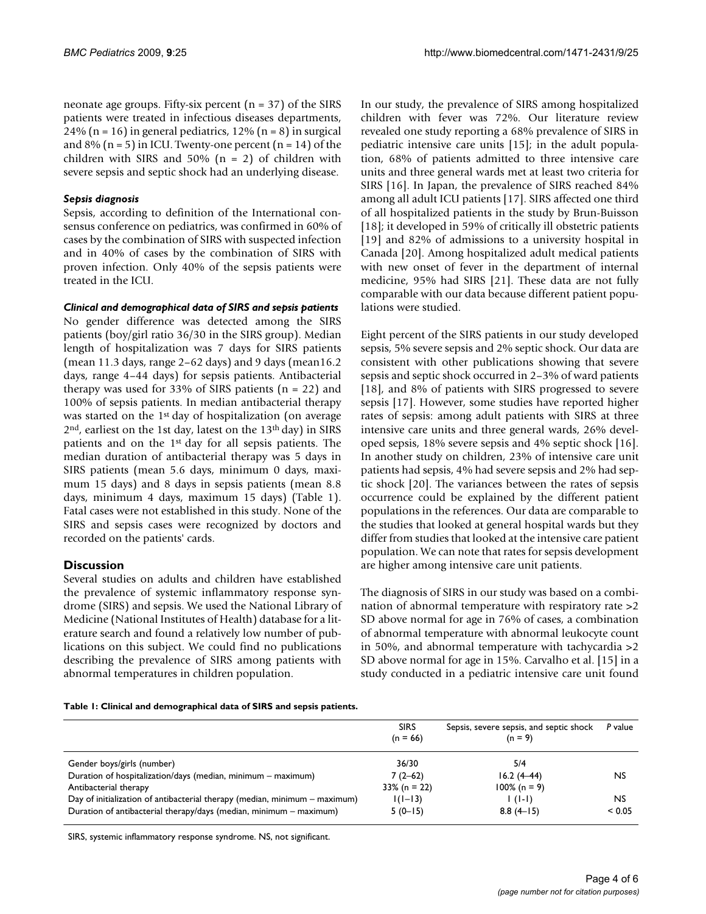neonate age groups. Fifty-six percent (n = 37) of the SIRS patients were treated in infectious diseases departments, 24% (n = 16) in general pediatrics, 12% (n = 8) in surgical and 8% (n = 5) in ICU. Twenty-one percent (n = 14) of the children with SIRS and 50% (n = 2) of children with severe sepsis and septic shock had an underlying disease.

### *Sepsis diagnosis*

Sepsis, according to definition of the International consensus conference on pediatrics, was confirmed in 60% of cases by the combination of SIRS with suspected infection and in 40% of cases by the combination of SIRS with proven infection. Only 40% of the sepsis patients were treated in the ICU.

### *Clinical and demographical data of SIRS and sepsis patients*

No gender difference was detected among the SIRS patients (boy/girl ratio 36/30 in the SIRS group). Median length of hospitalization was 7 days for SIRS patients (mean 11.3 days, range 2–62 days) and 9 days (mean16.2 days, range 4–44 days) for sepsis patients. Antibacterial therapy was used for 33% of SIRS patients (n = 22) and 100% of sepsis patients. In median antibacterial therapy was started on the 1st day of hospitalization (on average 2nd, earliest on the 1st day, latest on the 13th day) in SIRS patients and on the 1st day for all sepsis patients. The median duration of antibacterial therapy was 5 days in SIRS patients (mean 5.6 days, minimum 0 days, maximum 15 days) and 8 days in sepsis patients (mean 8.8 days, minimum 4 days, maximum 15 days) (Table 1). Fatal cases were not established in this study. None of the SIRS and sepsis cases were recognized by doctors and recorded on the patients' cards.

## Discussion

Several studies on adults and children have established the prevalence of systemic inflammatory response syndrome (SIRS) and sepsis. We used the National Library of Medicine (National Institutes of Health) database for a literature search and found a relatively low number of publications on this subject. We could find no publications describing the prevalence of SIRS among patients with abnormal temperatures in children population.

In our study, the prevalence of SIRS among hospitalized children with fever was 72%. Our literature review revealed one study reporting a 68% prevalence of SIRS in pediatric intensive care units [15]; in the adult population, 68% of patients admitted to three intensive care units and three general wards met at least two criteria for SIRS [16]. In Japan, the prevalence of SIRS reached 84% among all adult ICU patients [17]. SIRS affected one third of all hospitalized patients in the study by Brun-Buisson [18]; it developed in 59% of critically ill obstetric patients [19] and 82% of admissions to a university hospital in Canada [20]. Among hospitalized adult medical patients with new onset of fever in the department of internal medicine, 95% had SIRS [21]. These data are not fully comparable with our data because different patient populations were studied.

Eight percent of the SIRS patients in our study developed sepsis, 5% severe sepsis and 2% septic shock. Our data are consistent with other publications showing that severe sepsis and septic shock occurred in 2–3% of ward patients [18], and 8% of patients with SIRS progressed to severe sepsis [17]. However, some studies have reported higher rates of sepsis: among adult patients with SIRS at three intensive care units and three general wards, 26% developed sepsis, 18% severe sepsis and 4% septic shock [16]. In another study on children, 23% of intensive care unit patients had sepsis, 4% had severe sepsis and 2% had septic shock [20]. The variances between the rates of sepsis occurrence could be explained by the different patient populations in the references. Our data are comparable to the studies that looked at general hospital wards but they differ from studies that looked at the intensive care patient population. We can note that rates for sepsis development are higher among intensive care unit patients.

The diagnosis of SIRS in our study was based on a combination of abnormal temperature with respiratory rate >2 SD above normal for age in 76% of cases, a combination of abnormal temperature with abnormal leukocyte count in 50%, and abnormal temperature with tachycardia >2 SD above normal for age in 15%. Carvalho et al. [15] in a study conducted in a pediatric intensive care unit found

**Table 1: Clinical and demographical data of SIRS and sepsis patients.**

| | SIRS (n = 66) | Sepsis, severe sepsis, and septic shock (n = 9) | *P* value |
|---|---|---|---|
| Gender boys/girls (number) | 36/30 | 5/4 | |
| Duration of hospitalization/days (median, minimum – maximum) | 7 (2–62) | 16.2 (4–44) | NS |
| Antibacterial therapy | 33% (n = 22) | 100% (n = 9) | |
| Day of initialization of antibacterial therapy (median, minimum – maximum) | 1(1–13) | 1 (1-1) | NS |
| Duration of antibacterial therapy/days (median, minimum – maximum) | 5 (0–15) | 8.8 (4–15) | < 0.05 |

SIRS, systemic inflammatory response syndrome. NS, not significant.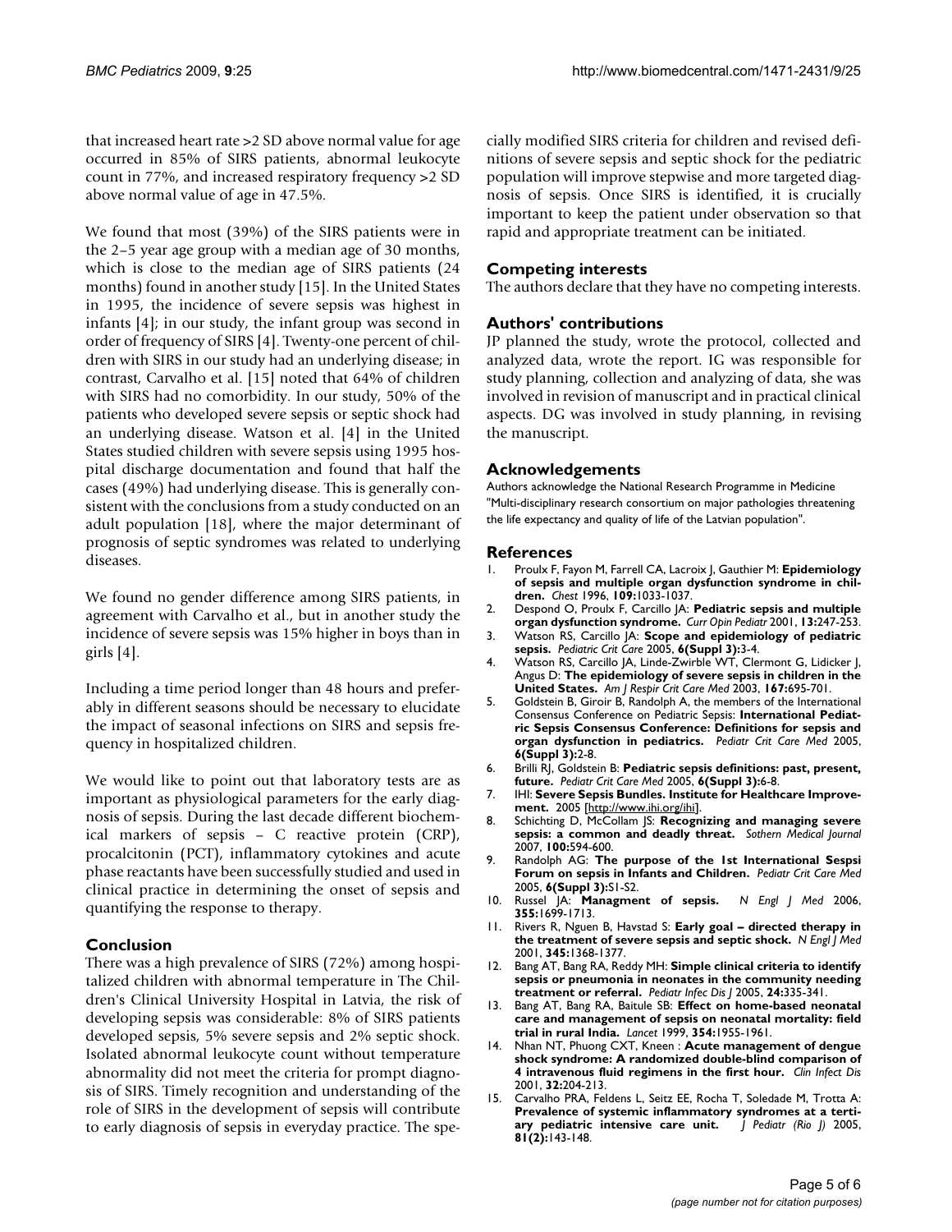that increased heart rate >2 SD above normal value for age occurred in 85% of SIRS patients, abnormal leukocyte count in 77%, and increased respiratory frequency >2 SD above normal value of age in 47.5%.

We found that most (39%) of the SIRS patients were in the 2–5 year age group with a median age of 30 months, which is close to the median age of SIRS patients (24 months) found in another study [15]. In the United States in 1995, the incidence of severe sepsis was highest in infants [4]; in our study, the infant group was second in order of frequency of SIRS [4]. Twenty-one percent of children with SIRS in our study had an underlying disease; in contrast, Carvalho et al. [15] noted that 64% of children with SIRS had no comorbidity. In our study, 50% of the patients who developed severe sepsis or septic shock had an underlying disease. Watson et al. [4] in the United States studied children with severe sepsis using 1995 hospital discharge documentation and found that half the cases (49%) had underlying disease. This is generally consistent with the conclusions from a study conducted on an adult population [18], where the major determinant of prognosis of septic syndromes was related to underlying diseases.

We found no gender difference among SIRS patients, in agreement with Carvalho et al., but in another study the incidence of severe sepsis was 15% higher in boys than in girls [4].

Including a time period longer than 48 hours and preferably in different seasons should be necessary to elucidate the impact of seasonal infections on SIRS and sepsis frequency in hospitalized children.

We would like to point out that laboratory tests are as important as physiological parameters for the early diagnosis of sepsis. During the last decade different biochemical markers of sepsis – C reactive protein (CRP), procalcitonin (PCT), inflammatory cytokines and acute phase reactants have been successfully studied and used in clinical practice in determining the onset of sepsis and quantifying the response to therapy.

## Conclusion

There was a high prevalence of SIRS (72%) among hospitalized children with abnormal temperature in The Children's Clinical University Hospital in Latvia, the risk of developing sepsis was considerable: 8% of SIRS patients developed sepsis, 5% severe sepsis and 2% septic shock. Isolated abnormal leukocyte count without temperature abnormality did not meet the criteria for prompt diagnosis of SIRS. Timely recognition and understanding of the role of SIRS in the development of sepsis will contribute to early diagnosis of sepsis in everyday practice. The specially modified SIRS criteria for children and revised definitions of severe sepsis and septic shock for the pediatric population will improve stepwise and more targeted diagnosis of sepsis. Once SIRS is identified, it is crucially important to keep the patient under observation so that rapid and appropriate treatment can be initiated.

## Competing interests

The authors declare that they have no competing interests.

## Authors' contributions

JP planned the study, wrote the protocol, collected and analyzed data, wrote the report. IG was responsible for study planning, collection and analyzing of data, she was involved in revision of manuscript and in practical clinical aspects. DG was involved in study planning, in revising the manuscript.

## Acknowledgements

Authors acknowledge the National Research Programme in Medicine "Multi-disciplinary research consortium on major pathologies threatening the life expectancy and quality of life of the Latvian population".

## References

1. Proulx F, Fayon M, Farrell CA, Lacroix J, Gauthier M: **Epidemiology of sepsis and multiple organ dysfunction syndrome in children.** *Chest* 1996, **109:**1033-1037.
2. Despond O, Proulx F, Carcillo JA: **Pediatric sepsis and multiple organ dysfunction syndrome.** *Curr Opin Pediatr* 2001, **13:**247-253.
3. Watson RS, Carcillo JA: **Scope and epidemiology of pediatric sepsis.** *Pediatric Crit Care* 2005, **6(Suppl 3):**3-4.
4. Watson RS, Carcillo JA, Linde-Zwirble WT, Clermont G, Lidicker J, Angus D: **The epidemiology of severe sepsis in children in the United States.** *Am J Respir Crit Care Med* 2003, **167:**695-701.
5. Goldstein B, Giroir B, Randolph A, the members of the International Consensus Conference on Pediatric Sepsis: **International Pediatric Sepsis Consensus Conference: Definitions for sepsis and organ dysfunction in pediatrics.** *Pediatr Crit Care Med* 2005, **6(Suppl 3):**2-8.
6. Brilli RJ, Goldstein B: **Pediatric sepsis definitions: past, present, future.** *Pediatr Crit Care Med* 2005, **6(Suppl 3):**6-8.
7. IHI: **Severe Sepsis Bundles. Institute for Healthcare Improvement.** 2005 [http://www.ihi.org/ihi].
8. Schichting D, McCollam JS: **Recognizing and managing severe sepsis: a common and deadly threat.** *Sothern Medical Journal* 2007, **100:**594-600.
9. Randolph AG: **The purpose of the 1st International Sespsi Forum on sepsis in Infants and Children.** *Pediatr Crit Care Med* 2005, **6(Suppl 3):**S1-S2.
10. Russel JA: **Managment of sepsis.** *N Engl J Med* 2006, **355:**1699-1713.
11. Rivers R, Nguen B, Havstad S: **Early goal – directed therapy in the treatment of severe sepsis and septic shock.** *N Engl J Med* 2001, **345:**1368-1377.
12. Bang AT, Bang RA, Reddy MH: **Simple clinical criteria to identify sepsis or pneumonia in neonates in the community needing treatment or referral.** *Pediatr Infec Dis J* 2005, **24:**335-341.
13. Bang AT, Bang RA, Baitule SB: **Effect on home-based neonatal care and management of sepsis on neonatal mortality: field trial in rural India.** *Lancet* 1999, **354:**1955-1961.
14. Nhan NT, Phuong CXT, Kneen : **Acute management of dengue shock syndrome: A randomized double-blind comparison of 4 intravenous fluid regimens in the first hour.** *Clin Infect Dis* 2001, **32:**204-213.
15. Carvalho PRA, Feldens L, Seitz EE, Rocha T, Soledade M, Trotta A: **Prevalence of systemic inflammatory syndromes at a tertiary pediatric intensive care unit.** *J Pediatr (Rio J)* 2005, **81(2):**143-148.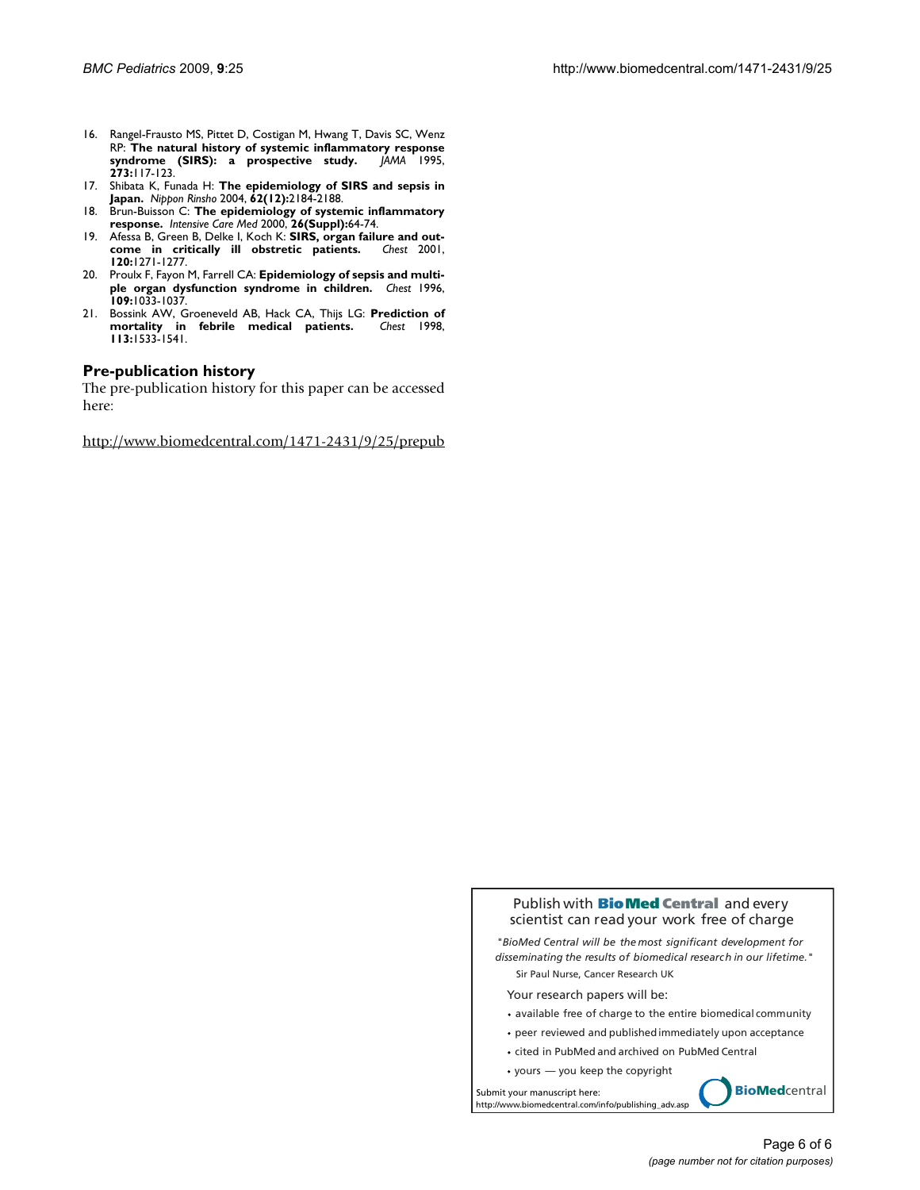16. Rangel-Frausto MS, Pittet D, Costigan M, Hwang T, Davis SC, Wenz RP: **The natural history of systemic inflammatory response syndrome (SIRS): a prospective study.** *JAMA* 1995, **273:**117-123.
17. Shibata K, Funada H: **The epidemiology of SIRS and sepsis in Japan.** *Nippon Rinsho* 2004, **62(12):**2184-2188.
18. Brun-Buisson C: **The epidemiology of systemic inflammatory response.** *Intensive Care Med* 2000, **26(Suppl):**64-74.
19. Afessa B, Green B, Delke I, Koch K: **SIRS, organ failure and outcome in critically ill obstretic patients.** *Chest* 2001, **120:**1271-1277.
20. Proulx F, Fayon M, Farrell CA: **Epidemiology of sepsis and multiple organ dysfunction syndrome in children.** *Chest* 1996, **109:**1033-1037.
21. Bossink AW, Groeneveld AB, Hack CA, Thijs LG: **Prediction of mortality in febrile medical patients.** *Chest* 1998, **113:**1533-1541.

## Pre-publication history

The pre-publication history for this paper can be accessed here:

http://www.biomedcentral.com/1471-2431/9/25/prepub

Publish with **BioMed Central** and every scientist can read your work free of charge

*"BioMed Central will be the most significant development for disseminating the results of biomedical research in our lifetime."*

Sir Paul Nurse, Cancer Research UK

Your research papers will be:

- available free of charge to the entire biomedical community
- peer reviewed and published immediately upon acceptance
- cited in PubMed and archived on PubMed Central
- yours — you keep the copyright

Submit your manuscript here:
http://www.biomedcentral.com/info/publishing_adv.asp

**BioMed**central